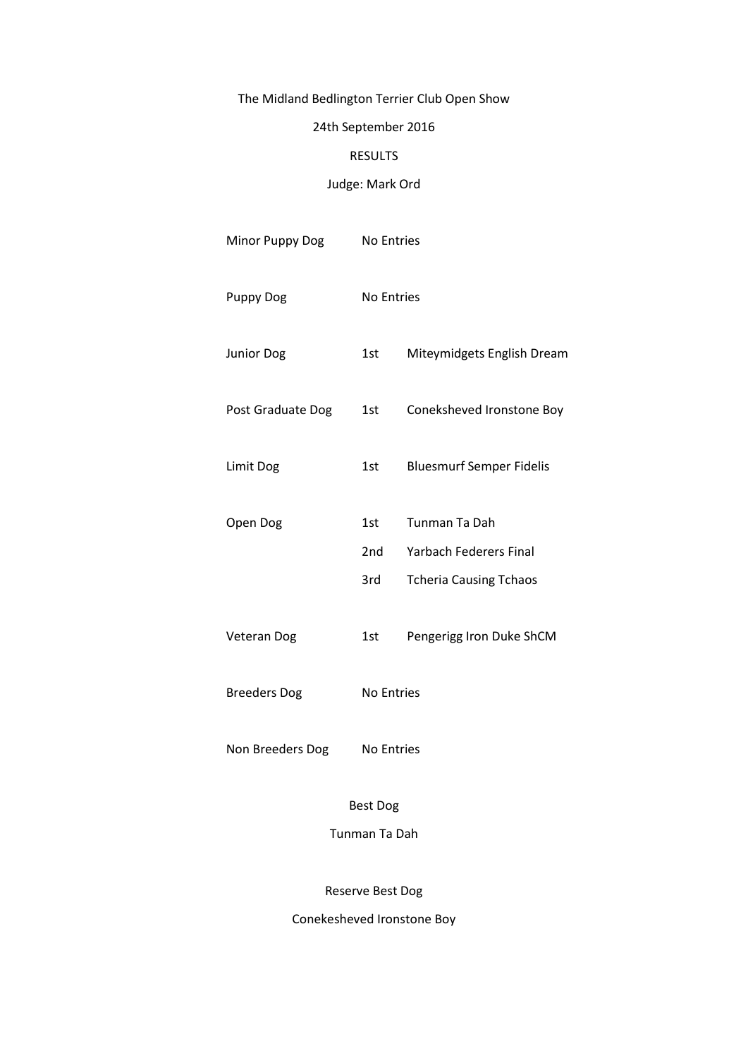# The Midland Bedlington Terrier Club Open Show

24th September 2016

RESULTS

Judge: Mark Ord

| Class | Place | Name |
| --- | --- | --- |
| Minor Puppy Dog | No Entries | |
| Puppy Dog | No Entries | |
| Junior Dog | 1st | Miteymidgets English Dream |
| Post Graduate Dog | 1st | Coneksheved Ironstone Boy |
| Limit Dog | 1st | Bluesmurf Semper Fidelis |
| Open Dog | 1st | Tunman Ta Dah |
| | 2nd | Yarbach Federers Final |
| | 3rd | Tcheria Causing Tchaos |
| Veteran Dog | 1st | Pengerigg Iron Duke ShCM |
| Breeders Dog | No Entries | |
| Non Breeders Dog | No Entries | |

Best Dog

Tunman Ta Dah

Reserve Best Dog

Conekesheved Ironstone Boy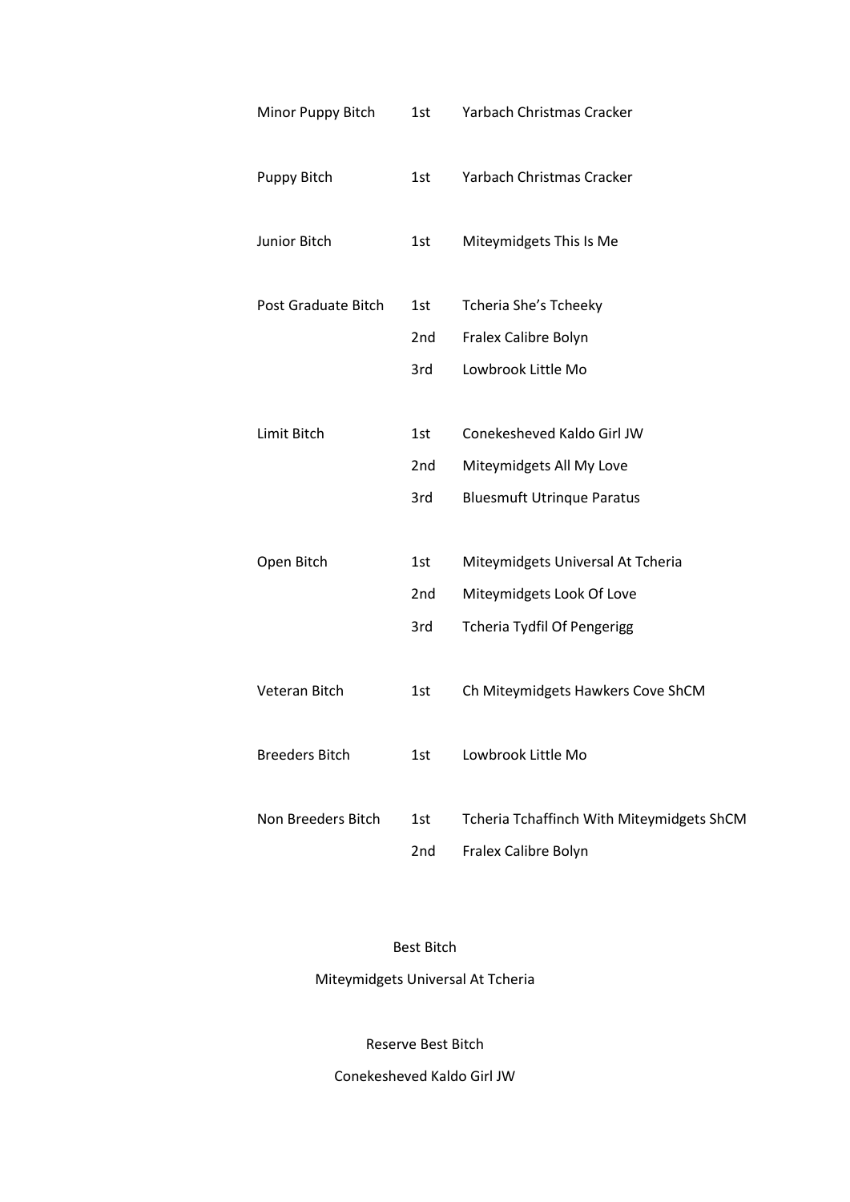| Class | Place | Name |
|---|---|---|
| Minor Puppy Bitch | 1st | Yarbach Christmas Cracker |
| Puppy Bitch | 1st | Yarbach Christmas Cracker |
| Junior Bitch | 1st | Miteymidgets This Is Me |
| Post Graduate Bitch | 1st | Tcheria She's Tcheeky |
| | 2nd | Fralex Calibre Bolyn |
| | 3rd | Lowbrook Little Mo |
| Limit Bitch | 1st | Conekesheved Kaldo Girl JW |
| | 2nd | Miteymidgets All My Love |
| | 3rd | Bluesmuft Utrinque Paratus |
| Open Bitch | 1st | Miteymidgets Universal At Tcheria |
| | 2nd | Miteymidgets Look Of Love |
| | 3rd | Tcheria Tydfil Of Pengerigg |
| Veteran Bitch | 1st | Ch Miteymidgets Hawkers Cove ShCM |
| Breeders Bitch | 1st | Lowbrook Little Mo |
| Non Breeders Bitch | 1st | Tcheria Tchaffinch With Miteymidgets ShCM |
| | 2nd | Fralex Calibre Bolyn |

Best Bitch

Miteymidgets Universal At Tcheria

Reserve Best Bitch

Conekesheved Kaldo Girl JW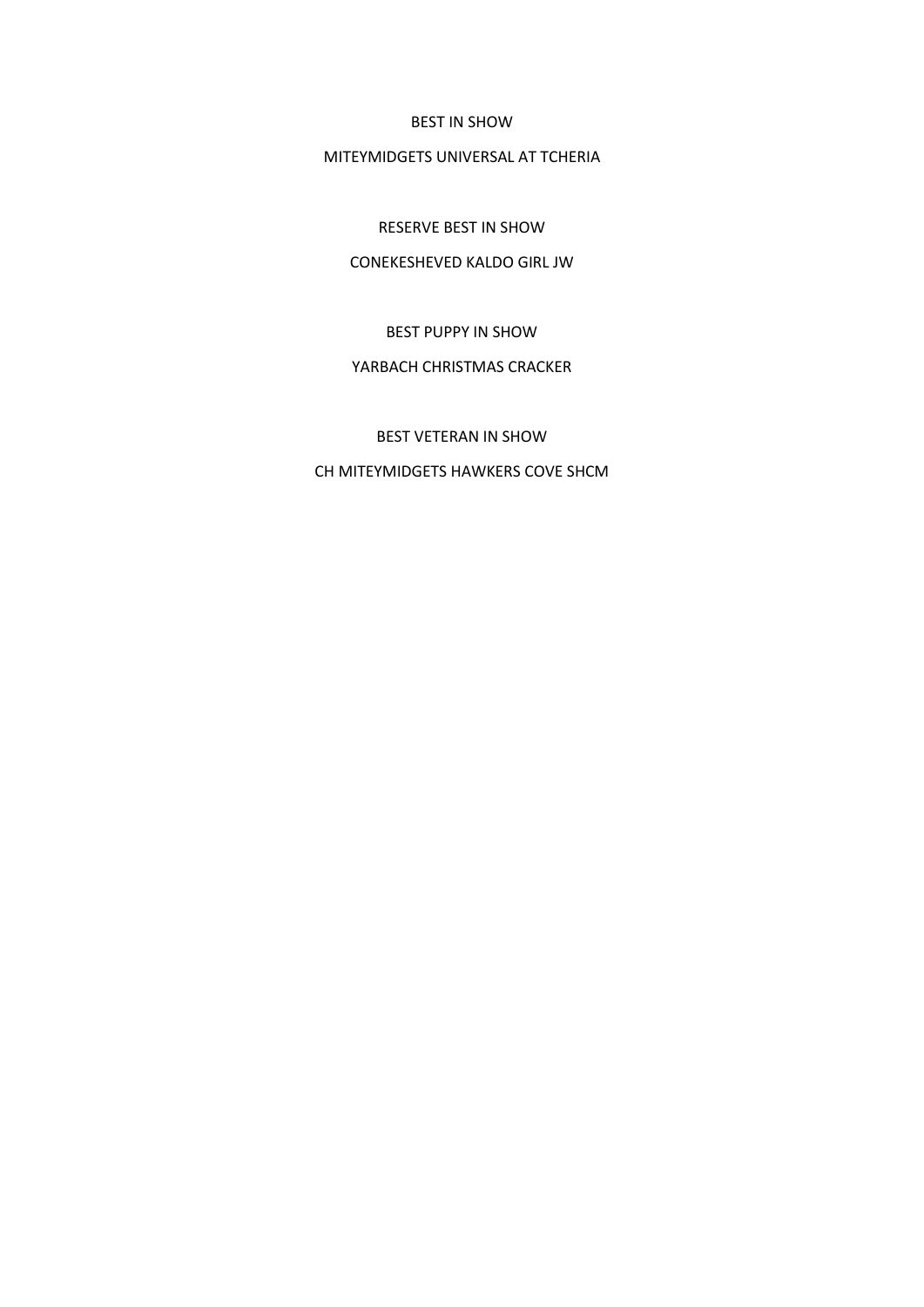BEST IN SHOW

MITEYMIDGETS UNIVERSAL AT TCHERIA

RESERVE BEST IN SHOW

CONEKESHEVED KALDO GIRL JW

BEST PUPPY IN SHOW

YARBACH CHRISTMAS CRACKER

BEST VETERAN IN SHOW

CH MITEYMIDGETS HAWKERS COVE SHCM